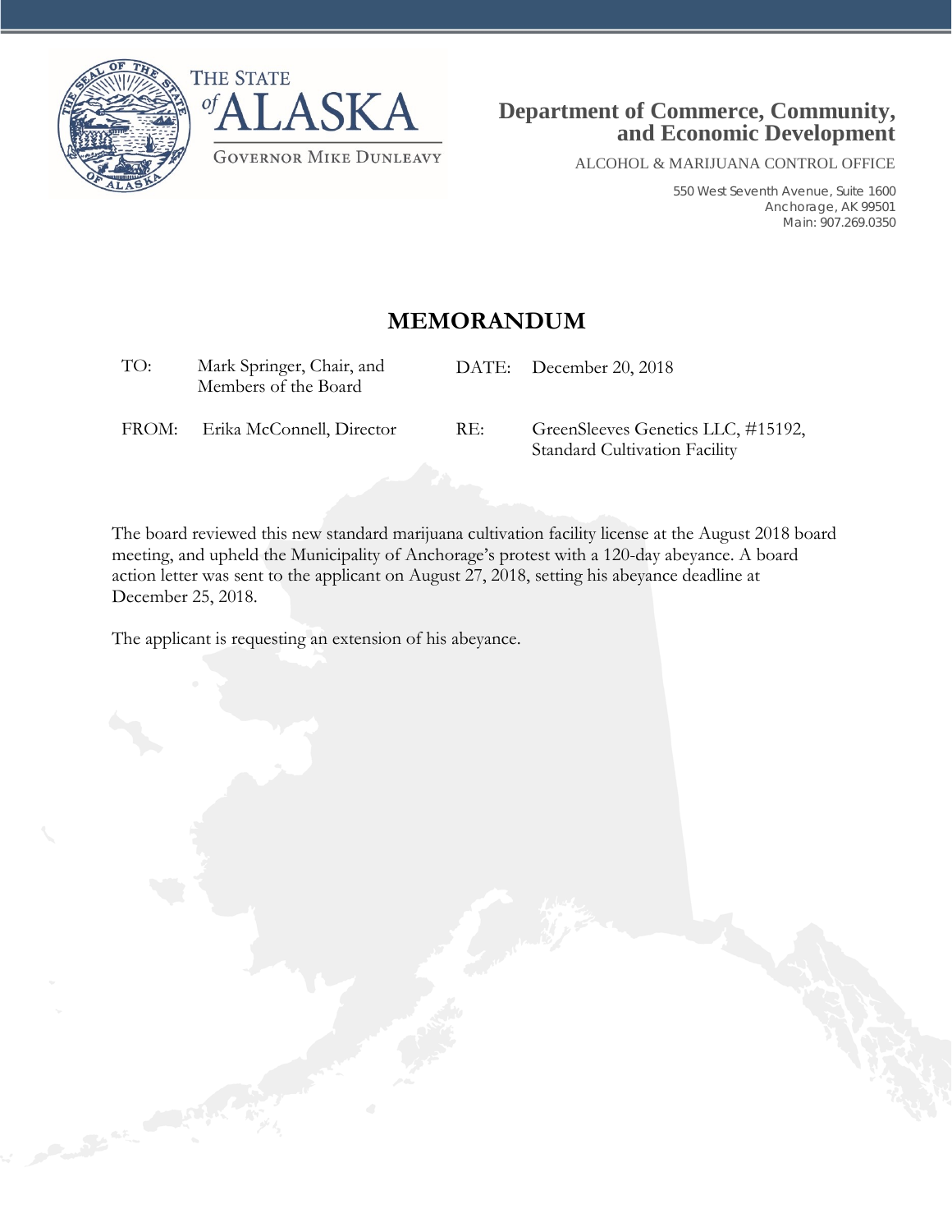THE STATE of ALASKA

GOVERNOR MIKE DUNLEAVY

**Department of Commerce, Community, and Economic Development**

ALCOHOL & MARIJUANA CONTROL OFFICE

550 West Seventh Avenue, Suite 1600
Anchorage, AK 99501
Main: 907.269.0350

# MEMORANDUM

| | | | |
|---|---|---|---|
| TO: | Mark Springer, Chair, and Members of the Board | DATE: | December 20, 2018 |
| FROM: | Erika McConnell, Director | RE: | GreenSleeves Genetics LLC, #15192, Standard Cultivation Facility |

The board reviewed this new standard marijuana cultivation facility license at the August 2018 board meeting, and upheld the Municipality of Anchorage's protest with a 120-day abeyance. A board action letter was sent to the applicant on August 27, 2018, setting his abeyance deadline at December 25, 2018.

The applicant is requesting an extension of his abeyance.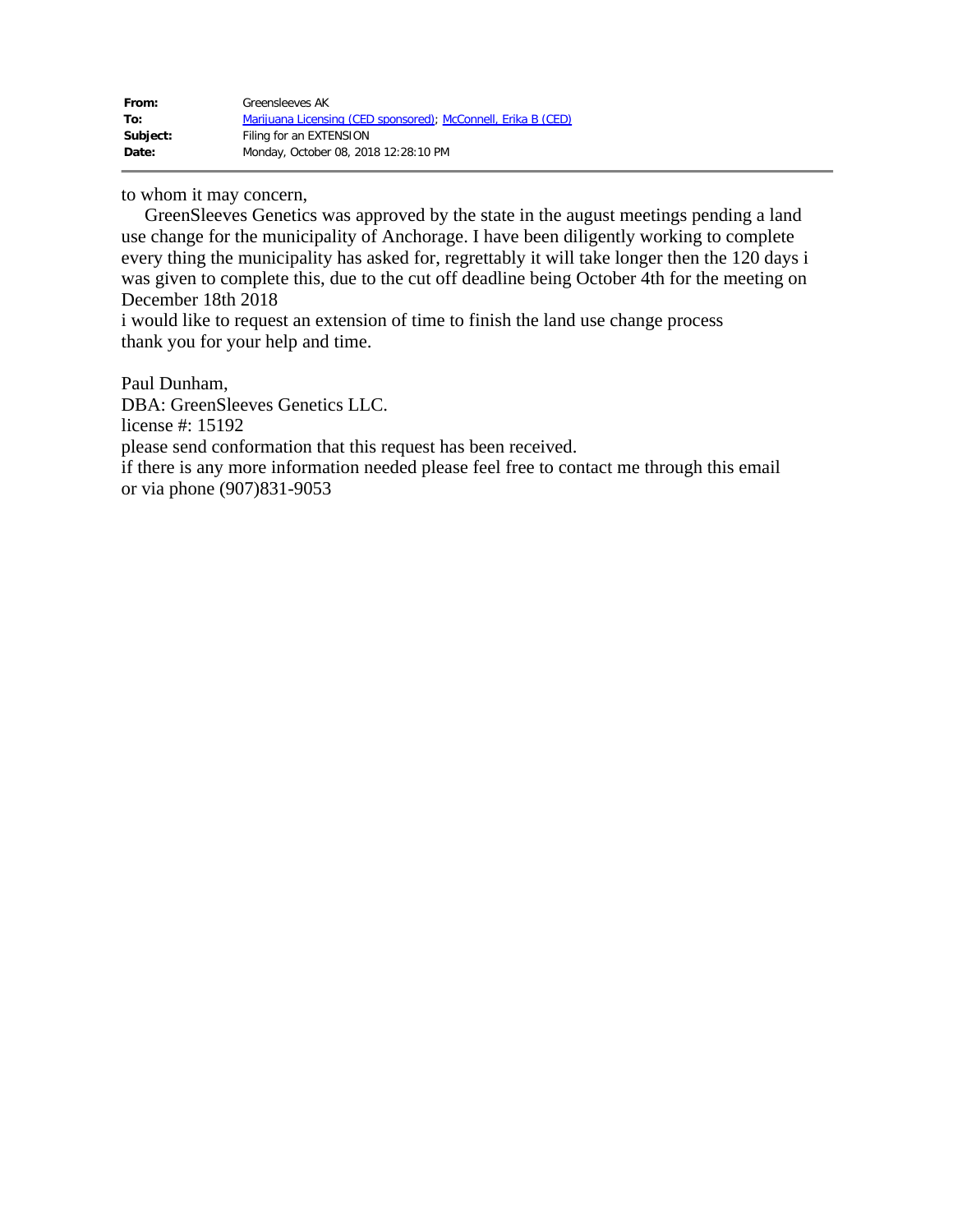| | |
|---|---|
| **From:** | Greensleeves AK |
| **To:** | Marijuana Licensing (CED sponsored); McConnell, Erika B (CED) |
| **Subject:** | Filing for an EXTENSION |
| **Date:** | Monday, October 08, 2018 12:28:10 PM |

to whom it may concern,

GreenSleeves Genetics was approved by the state in the august meetings pending a land use change for the municipality of Anchorage. I have been diligently working to complete every thing the municipality has asked for, regrettably it will take longer then the 120 days i was given to complete this, due to the cut off deadline being October 4th for the meeting on December 18th 2018

i would like to request an extension of time to finish the land use change process

thank you for your help and time.

Paul Dunham,

DBA: GreenSleeves Genetics LLC.

license #: 15192

please send conformation that this request has been received.

if there is any more information needed please feel free to contact me through this email or via phone (907)831-9053